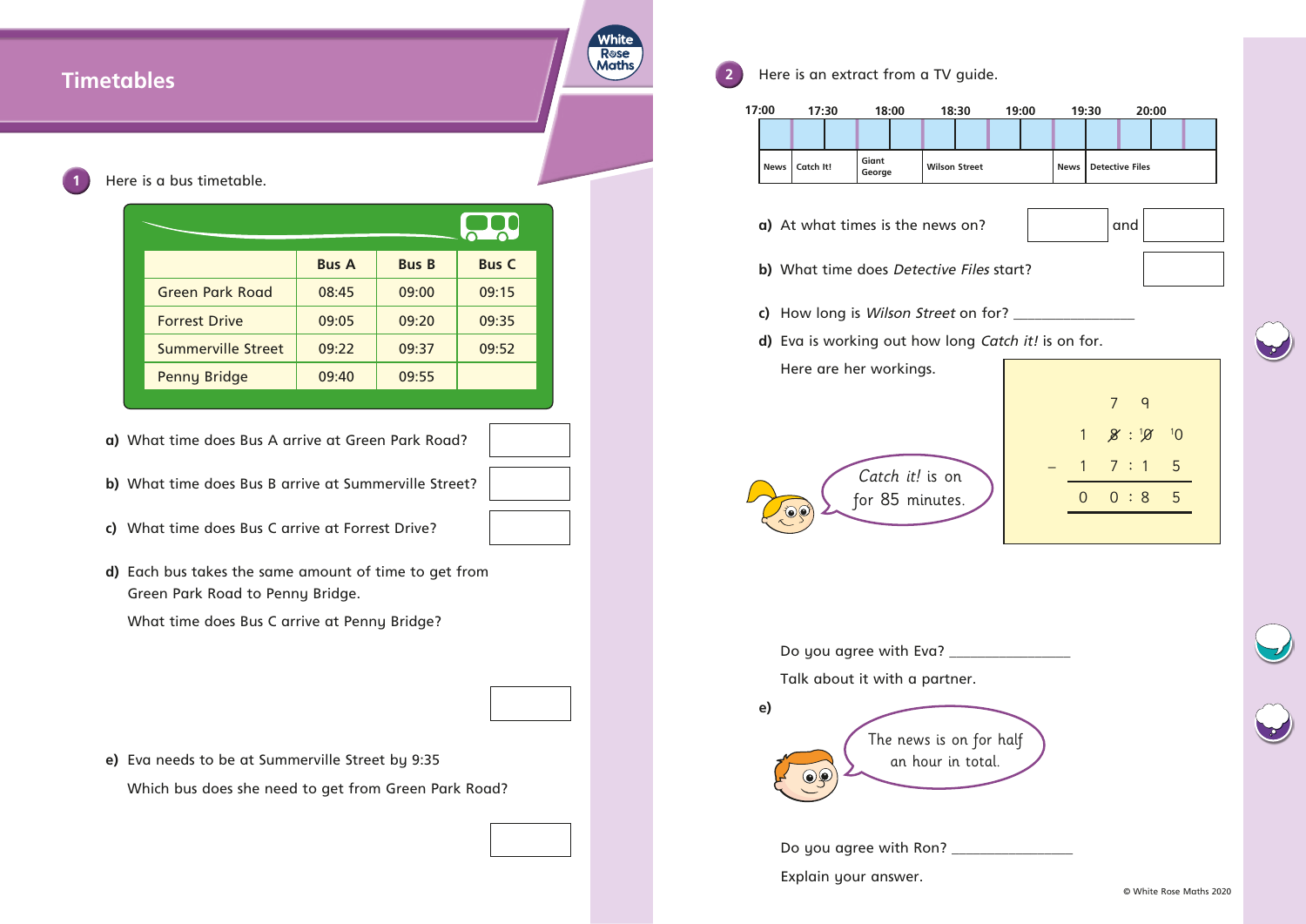# Timetables

**1** Here is a bus timetable.

| | Bus A | Bus B | Bus C |
|---|---|---|---|
| Green Park Road | 08:45 | 09:00 | 09:15 |
| Forrest Drive | 09:05 | 09:20 | 09:35 |
| Summerville Street | 09:22 | 09:37 | 09:52 |
| Penny Bridge | 09:40 | 09:55 | |

**a)** What time does Bus A arrive at Green Park Road?

**b)** What time does Bus B arrive at Summerville Street?

**c)** What time does Bus C arrive at Forrest Drive?

**d)** Each bus takes the same amount of time to get from Green Park Road to Penny Bridge.

What time does Bus C arrive at Penny Bridge?

**e)** Eva needs to be at Summerville Street by 9:35

Which bus does she need to get from Green Park Road?

**2** Here is an extract from a TV guide.

| 17:00 | 17:30 | 18:00 | 18:30 | 19:00 | 19:30 | 20:00 |
|---|---|---|---|---|---|---|
| News | Catch It! | Giant George | Wilson Street | | News | Detective Files |

**a)** At what times is the news on? ______ and ______

**b)** What time does *Detective Files* start?

**c)** How long is *Wilson Street* on for? ________________

**d)** Eva is working out how long *Catch it!* is on for.

Here are her workings.

*Catch it!* is on for 85 minutes.

```
      7  9
   1  8 : 10  10
−  1  7 : 1   5
   0  0 : 8   5
```

Do you agree with Eva? ________________

Talk about it with a partner.

**e)**

The news is on for half an hour in total.

Do you agree with Ron? ________________

Explain your answer.

© White Rose Maths 2020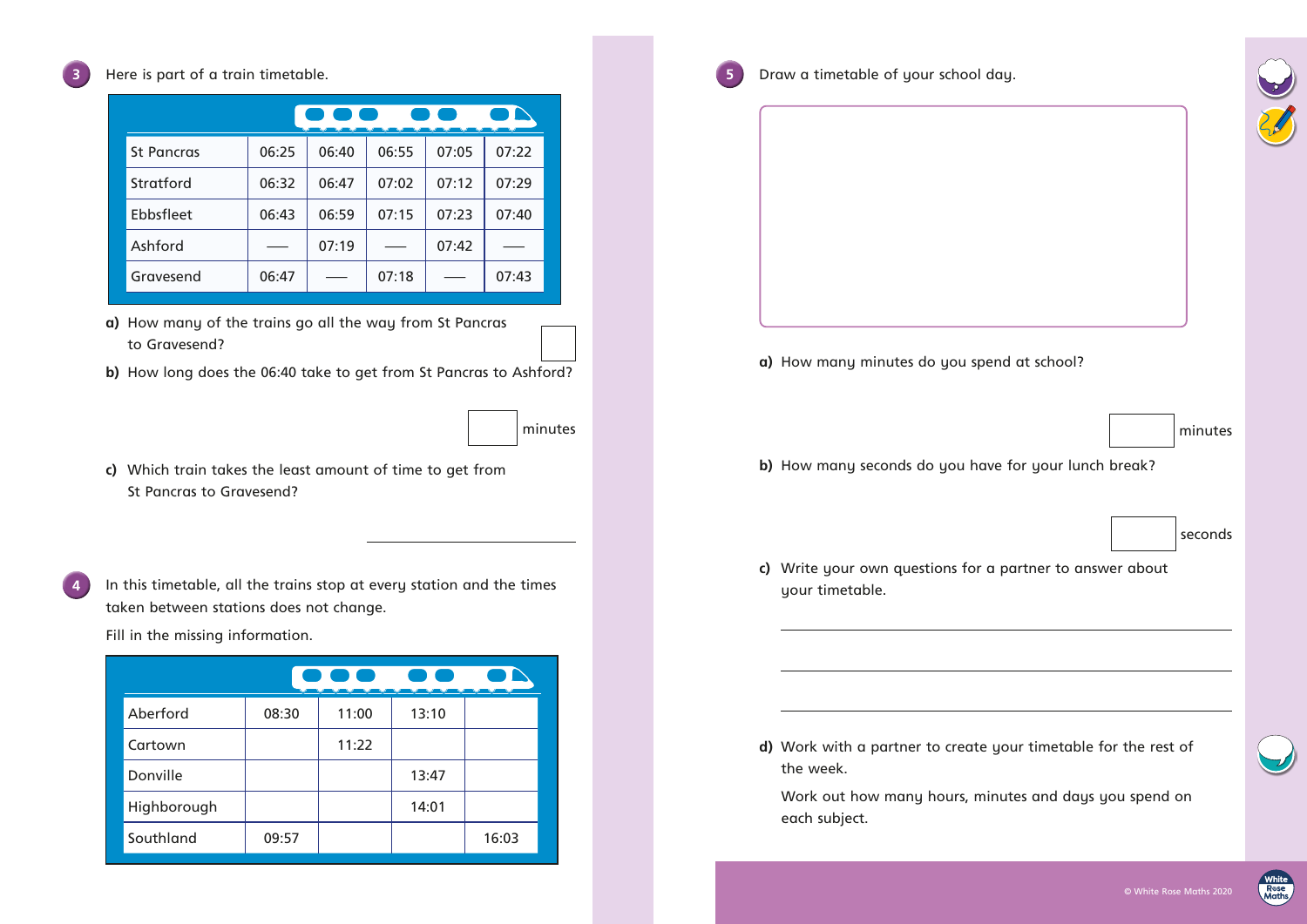**3** Here is part of a train timetable.

| | | | | | |
|---|---|---|---|---|---|
| St Pancras | 06:25 | 06:40 | 06:55 | 07:05 | 07:22 |
| Stratford | 06:32 | 06:47 | 07:02 | 07:12 | 07:29 |
| Ebbsfleet | 06:43 | 06:59 | 07:15 | 07:23 | 07:40 |
| Ashford | — | 07:19 | — | 07:42 | — |
| Gravesend | 06:47 | — | 07:18 | — | 07:43 |

**a)** How many of the trains go all the way from St Pancras to Gravesend?

**b)** How long does the 06:40 take to get from St Pancras to Ashford?

minutes

**c)** Which train takes the least amount of time to get from St Pancras to Gravesend?

______________________

**4** In this timetable, all the trains stop at every station and the times taken between stations does not change.

Fill in the missing information.

| | | | | |
|---|---|---|---|---|
| Aberford | 08:30 | 11:00 | 13:10 | |
| Cartown | | 11:22 | | |
| Donville | | | 13:47 | |
| Highborough | | | 14:01 | |
| Southland | 09:57 | | | 16:03 |

**5** Draw a timetable of your school day.

**a)** How many minutes do you spend at school?

minutes

**b)** How many seconds do you have for your lunch break?

seconds

**c)** Write your own questions for a partner to answer about your timetable.

______________________

______________________

______________________

**d)** Work with a partner to create your timetable for the rest of the week.

Work out how many hours, minutes and days you spend on each subject.